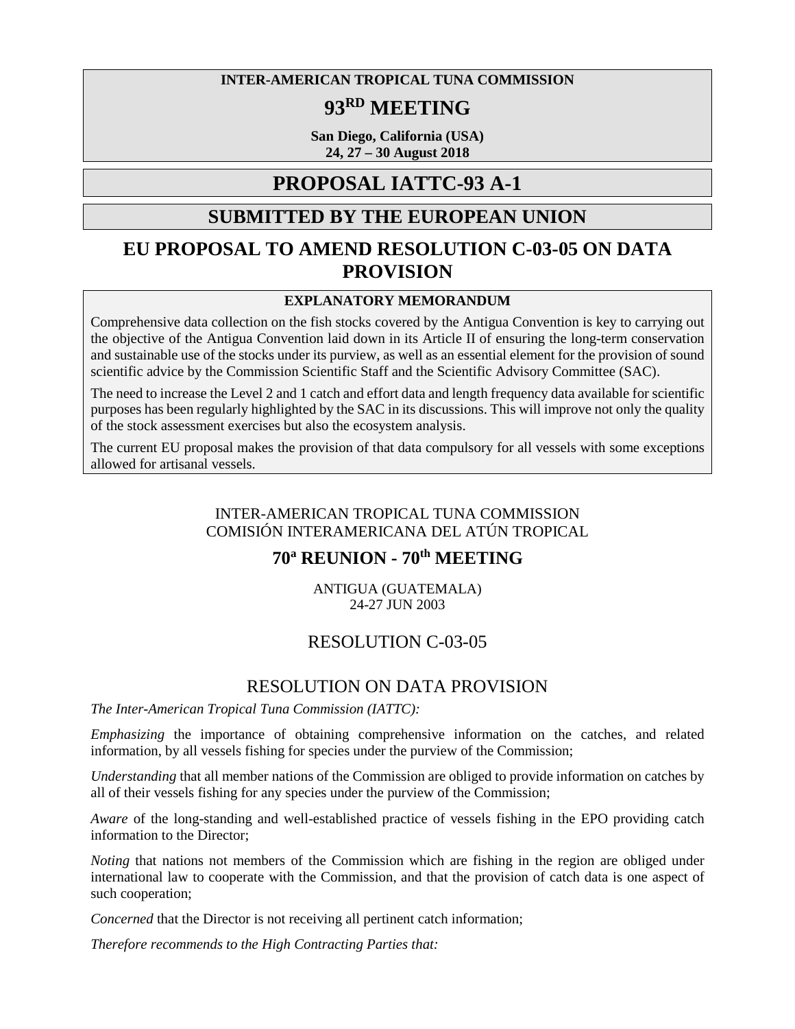**INTER-AMERICAN TROPICAL TUNA COMMISSION**

# 93RD MEETING

**San Diego, California (USA)**
**24, 27 – 30 August 2018**

# PROPOSAL IATTC-93 A-1

## SUBMITTED BY THE EUROPEAN UNION

## EU PROPOSAL TO AMEND RESOLUTION C-03-05 ON DATA PROVISION

**EXPLANATORY MEMORANDUM**

Comprehensive data collection on the fish stocks covered by the Antigua Convention is key to carrying out the objective of the Antigua Convention laid down in its Article II of ensuring the long-term conservation and sustainable use of the stocks under its purview, as well as an essential element for the provision of sound scientific advice by the Commission Scientific Staff and the Scientific Advisory Committee (SAC).

The need to increase the Level 2 and 1 catch and effort data and length frequency data available for scientific purposes has been regularly highlighted by the SAC in its discussions. This will improve not only the quality of the stock assessment exercises but also the ecosystem analysis.

The current EU proposal makes the provision of that data compulsory for all vessels with some exceptions allowed for artisanal vessels.

INTER-AMERICAN TROPICAL TUNA COMMISSION
COMISIÓN INTERAMERICANA DEL ATÚN TROPICAL

## 70a REUNION - 70th MEETING

ANTIGUA (GUATEMALA)
24-27 JUN 2003

## RESOLUTION C-03-05

## RESOLUTION ON DATA PROVISION

*The Inter-American Tropical Tuna Commission (IATTC):*

*Emphasizing* the importance of obtaining comprehensive information on the catches, and related information, by all vessels fishing for species under the purview of the Commission;

*Understanding* that all member nations of the Commission are obliged to provide information on catches by all of their vessels fishing for any species under the purview of the Commission;

*Aware* of the long-standing and well-established practice of vessels fishing in the EPO providing catch information to the Director;

*Noting* that nations not members of the Commission which are fishing in the region are obliged under international law to cooperate with the Commission, and that the provision of catch data is one aspect of such cooperation;

*Concerned* that the Director is not receiving all pertinent catch information;

*Therefore recommends to the High Contracting Parties that:*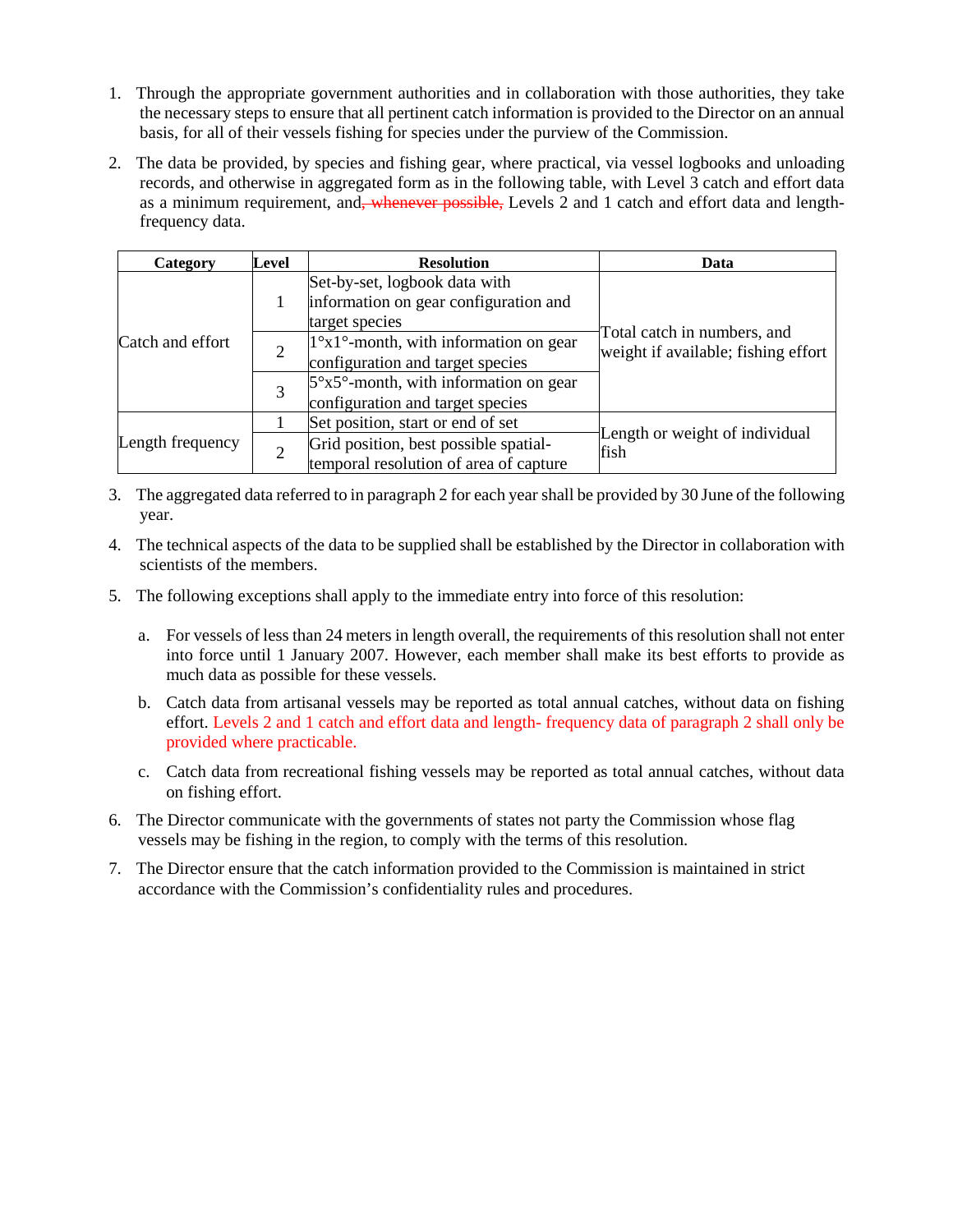1. Through the appropriate government authorities and in collaboration with those authorities, they take the necessary steps to ensure that all pertinent catch information is provided to the Director on an annual basis, for all of their vessels fishing for species under the purview of the Commission.

2. The data be provided, by species and fishing gear, where practical, via vessel logbooks and unloading records, and otherwise in aggregated form as in the following table, with Level 3 catch and effort data as a minimum requirement, and~~, whenever possible,~~ Levels 2 and 1 catch and effort data and length-frequency data.

| Category | Level | Resolution | Data |
|---|---|---|---|
| Catch and effort | 1 | Set-by-set, logbook data with information on gear configuration and target species | Total catch in numbers, and weight if available; fishing effort |
| | 2 | 1°x1°-month, with information on gear configuration and target species | |
| | 3 | 5°x5°-month, with information on gear configuration and target species | |
| Length frequency | 1 | Set position, start or end of set | Length or weight of individual fish |
| | 2 | Grid position, best possible spatial-temporal resolution of area of capture | |

3. The aggregated data referred to in paragraph 2 for each year shall be provided by 30 June of the following year.

4. The technical aspects of the data to be supplied shall be established by the Director in collaboration with scientists of the members.

5. The following exceptions shall apply to the immediate entry into force of this resolution:

   a. For vessels of less than 24 meters in length overall, the requirements of this resolution shall not enter into force until 1 January 2007. However, each member shall make its best efforts to provide as much data as possible for these vessels.

   b. Catch data from artisanal vessels may be reported as total annual catches, without data on fishing effort. Levels 2 and 1 catch and effort data and length- frequency data of paragraph 2 shall only be provided where practicable.

   c. Catch data from recreational fishing vessels may be reported as total annual catches, without data on fishing effort.

6. The Director communicate with the governments of states not party the Commission whose flag vessels may be fishing in the region, to comply with the terms of this resolution.

7. The Director ensure that the catch information provided to the Commission is maintained in strict accordance with the Commission's confidentiality rules and procedures.